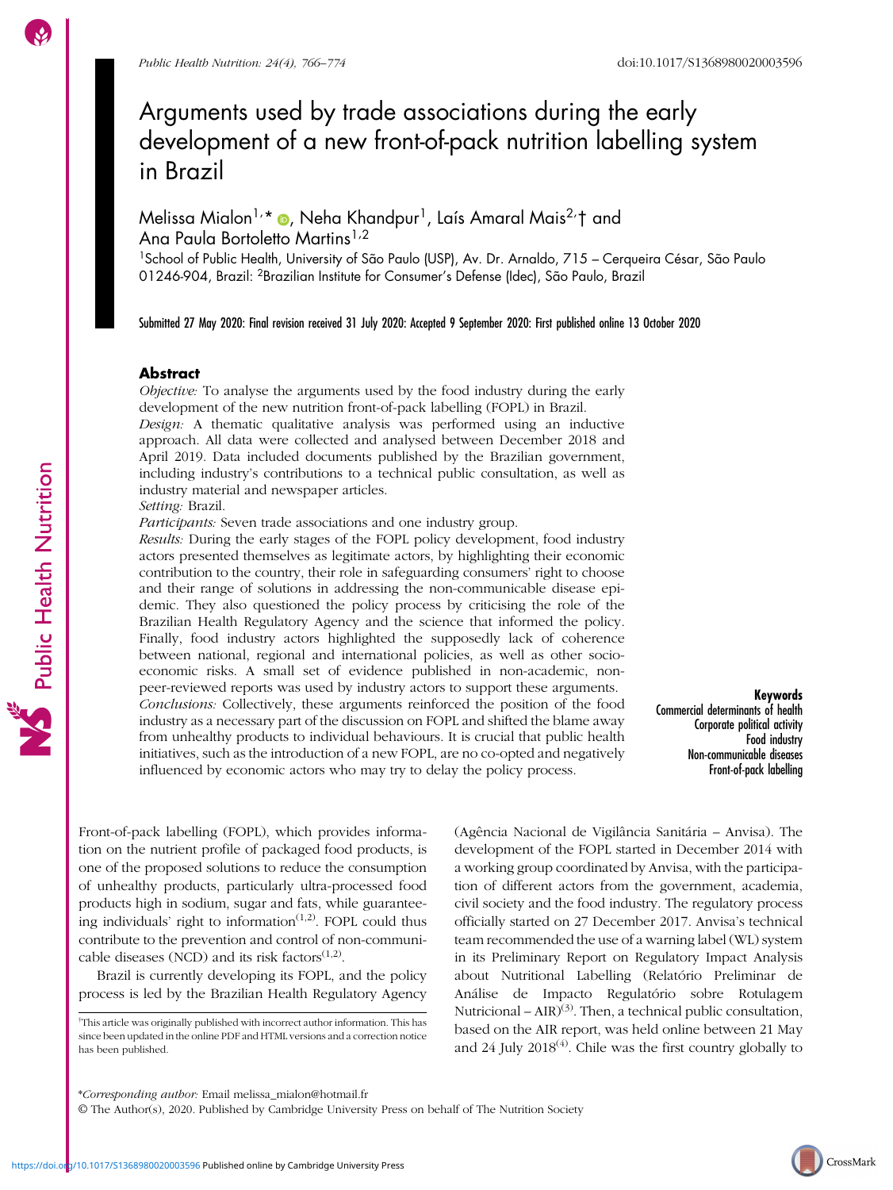# Arguments used by trade associations during the early development of a new front-of-pack nutrition labelling system in Brazil

Melissa Mialon[1,]*, Neha Khandpur[1], Laís Amaral Mais[2,]† and Ana Paula Bortoletto Martins[1,2]

[1]School of Public Health, University of São Paulo (USP), Av. Dr. Arnaldo, 715 – Cerqueira César, São Paulo 01246-904, Brazil: [2]Brazilian Institute for Consumer's Defense (Idec), São Paulo, Brazil

Submitted 27 May 2020: Final revision received 31 July 2020: Accepted 9 September 2020: First published online 13 October 2020

## Abstract

*Objective:* To analyse the arguments used by the food industry during the early development of the new nutrition front-of-pack labelling (FOPL) in Brazil.

*Design:* A thematic qualitative analysis was performed using an inductive approach. All data were collected and analysed between December 2018 and April 2019. Data included documents published by the Brazilian government, including industry's contributions to a technical public consultation, as well as industry material and newspaper articles.

*Setting:* Brazil.

*Participants:* Seven trade associations and one industry group.

*Results:* During the early stages of the FOPL policy development, food industry actors presented themselves as legitimate actors, by highlighting their economic contribution to the country, their role in safeguarding consumers' right to choose and their range of solutions in addressing the non-communicable disease epidemic. They also questioned the policy process by criticising the role of the Brazilian Health Regulatory Agency and the science that informed the policy. Finally, food industry actors highlighted the supposedly lack of coherence between national, regional and international policies, as well as other socio-economic risks. A small set of evidence published in non-academic, non-peer-reviewed reports was used by industry actors to support these arguments.

*Conclusions:* Collectively, these arguments reinforced the position of the food industry as a necessary part of the discussion on FOPL and shifted the blame away from unhealthy products to individual behaviours. It is crucial that public health initiatives, such as the introduction of a new FOPL, are no co-opted and negatively influenced by economic actors who may try to delay the policy process.

**Keywords**
Commercial determinants of health
Corporate political activity
Food industry
Non-communicable diseases
Front-of-pack labelling

Front-of-pack labelling (FOPL), which provides information on the nutrient profile of packaged food products, is one of the proposed solutions to reduce the consumption of unhealthy products, particularly ultra-processed food products high in sodium, sugar and fats, while guaranteeing individuals' right to information[1,2]. FOPL could thus contribute to the prevention and control of non-communicable diseases (NCD) and its risk factors[1,2].

Brazil is currently developing its FOPL, and the policy process is led by the Brazilian Health Regulatory Agency (Agência Nacional de Vigilância Sanitária – Anvisa). The development of the FOPL started in December 2014 with a working group coordinated by Anvisa, with the participation of different actors from the government, academia, civil society and the food industry. The regulatory process officially started on 27 December 2017. Anvisa's technical team recommended the use of a warning label (WL) system in its Preliminary Report on Regulatory Impact Analysis about Nutritional Labelling (Relatório Preliminar de Análise de Impacto Regulatório sobre Rotulagem Nutricional – AIR)[3]. Then, a technical public consultation, based on the AIR report, was held online between 21 May and 24 July 2018[4]. Chile was the first country globally to

†This article was originally published with incorrect author information. This has since been updated in the online PDF and HTML versions and a correction notice has been published.

*Corresponding author: Email melissa_mialon@hotmail.fr

© The Author(s), 2020. Published by Cambridge University Press on behalf of The Nutrition Society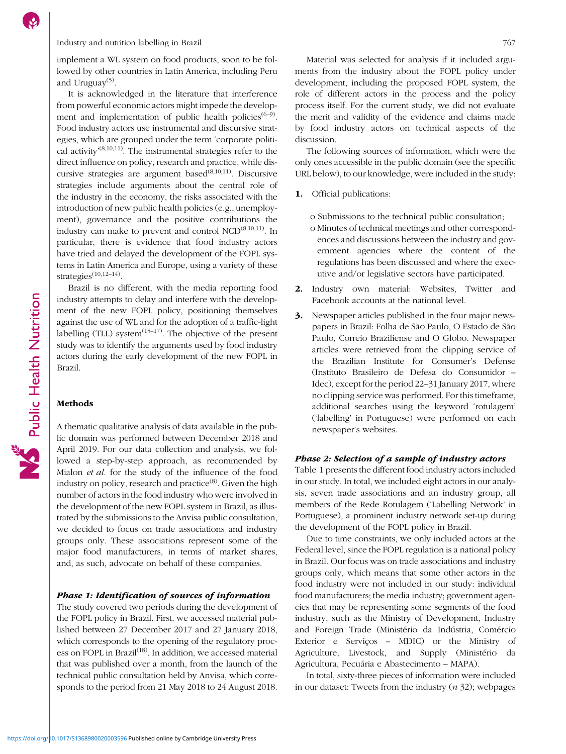implement a WL system on food products, soon to be followed by other countries in Latin America, including Peru and Uruguay[5].

It is acknowledged in the literature that interference from powerful economic actors might impede the development and implementation of public health policies[6–9]. Food industry actors use instrumental and discursive strategies, which are grouped under the term 'corporate political activity'[8,10,11]. The instrumental strategies refer to the direct influence on policy, research and practice, while discursive strategies are argument based[8,10,11]. Discursive strategies include arguments about the central role of the industry in the economy, the risks associated with the introduction of new public health policies (e.g., unemployment), governance and the positive contributions the industry can make to prevent and control NCD[8,10,11]. In particular, there is evidence that food industry actors have tried and delayed the development of the FOPL systems in Latin America and Europe, using a variety of these strategies[10,12–14].

Brazil is no different, with the media reporting food industry attempts to delay and interfere with the development of the new FOPL policy, positioning themselves against the use of WL and for the adoption of a traffic-light labelling (TLL) system[15–17]. The objective of the present study was to identify the arguments used by food industry actors during the early development of the new FOPL in Brazil.

## Methods

A thematic qualitative analysis of data available in the public domain was performed between December 2018 and April 2019. For our data collection and analysis, we followed a step-by-step approach, as recommended by Mialon *et al.* for the study of the influence of the food industry on policy, research and practice[8]. Given the high number of actors in the food industry who were involved in the development of the new FOPL system in Brazil, as illustrated by the submissions to the Anvisa public consultation, we decided to focus on trade associations and industry groups only. These associations represent some of the major food manufacturers, in terms of market shares, and, as such, advocate on behalf of these companies.

### Phase 1: Identification of sources of information

The study covered two periods during the development of the FOPL policy in Brazil. First, we accessed material published between 27 December 2017 and 27 January 2018, which corresponds to the opening of the regulatory process on FOPL in Brazil[18]. In addition, we accessed material that was published over a month, from the launch of the technical public consultation held by Anvisa, which corresponds to the period from 21 May 2018 to 24 August 2018.

Material was selected for analysis if it included arguments from the industry about the FOPL policy under development, including the proposed FOPL system, the role of different actors in the process and the policy process itself. For the current study, we did not evaluate the merit and validity of the evidence and claims made by food industry actors on technical aspects of the discussion.

The following sources of information, which were the only ones accessible in the public domain (see the specific URL below), to our knowledge, were included in the study:

1. Official publications:
   - o Submissions to the technical public consultation;
   - o Minutes of technical meetings and other correspondences and discussions between the industry and government agencies where the content of the regulations has been discussed and where the executive and/or legislative sectors have participated.
2. Industry own material: Websites, Twitter and Facebook accounts at the national level.
3. Newspaper articles published in the four major newspapers in Brazil: Folha de São Paulo, O Estado de São Paulo, Correio Braziliense and O Globo. Newspaper articles were retrieved from the clipping service of the Brazilian Institute for Consumer's Defense (Instituto Brasileiro de Defesa do Consumidor – Idec), except for the period 22–31 January 2017, where no clipping service was performed. For this timeframe, additional searches using the keyword 'rotulagem' ('labelling' in Portuguese) were performed on each newspaper's websites.

### Phase 2: Selection of a sample of industry actors

Table 1 presents the different food industry actors included in our study. In total, we included eight actors in our analysis, seven trade associations and an industry group, all members of the Rede Rotulagem ('Labelling Network' in Portuguese), a prominent industry network set-up during the development of the FOPL policy in Brazil.

Due to time constraints, we only included actors at the Federal level, since the FOPL regulation is a national policy in Brazil. Our focus was on trade associations and industry groups only, which means that some other actors in the food industry were not included in our study: individual food manufacturers; the media industry; government agencies that may be representing some segments of the food industry, such as the Ministry of Development, Industry and Foreign Trade (Ministério da Indústria, Comércio Exterior e Serviços – MDIC) or the Ministry of Agriculture, Livestock, and Supply (Ministério da Agricultura, Pecuária e Abastecimento – MAPA).

In total, sixty-three pieces of information were included in our dataset: Tweets from the industry (*n* 32); webpages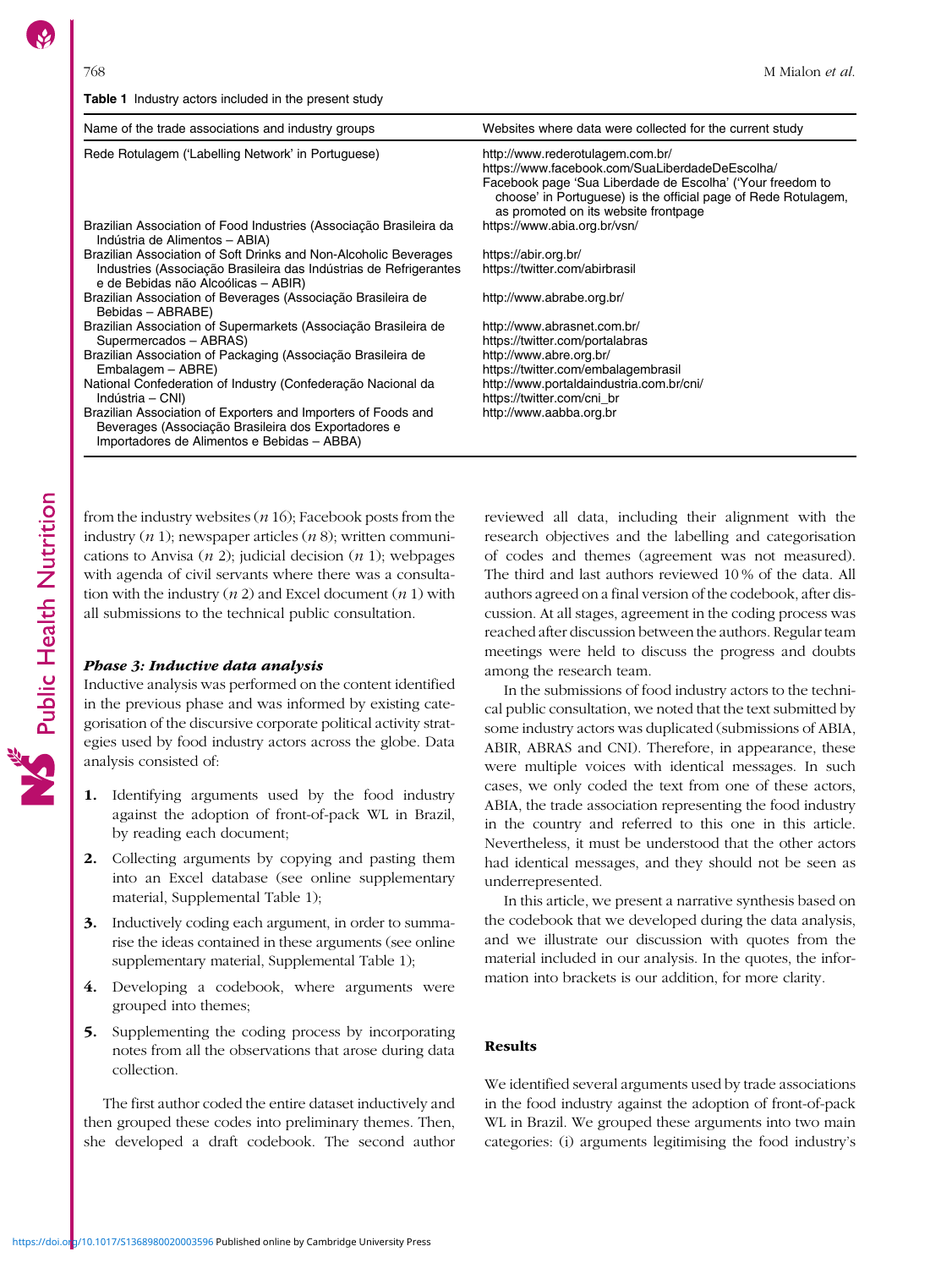**Table 1** Industry actors included in the present study

| Name of the trade associations and industry groups | Websites where data were collected for the current study |
|---|---|
| Rede Rotulagem ('Labelling Network' in Portuguese) | http://www.rederotulagem.com.br/ https://www.facebook.com/SuaLiberdadeDeEscolha/ Facebook page 'Sua Liberdade de Escolha' ('Your freedom to choose' in Portuguese) is the official page of Rede Rotulagem, as promoted on its website frontpage |
| Brazilian Association of Food Industries (Associação Brasileira da Indústria de Alimentos – ABIA) | https://www.abia.org.br/vsn/ |
| Brazilian Association of Soft Drinks and Non-Alcoholic Beverages Industries (Associação Brasileira das Indústrias de Refrigerantes e de Bebidas não Alcoólicas – ABIR) | https://abir.org.br/ https://twitter.com/abirbrasil |
| Brazilian Association of Beverages (Associação Brasileira de Bebidas – ABRABE) | http://www.abrabe.org.br/ |
| Brazilian Association of Supermarkets (Associação Brasileira de Supermercados – ABRAS) | http://www.abrasnet.com.br/ https://twitter.com/portalabras |
| Brazilian Association of Packaging (Associação Brasileira de Embalagem – ABRE) | http://www.abre.org.br/ https://twitter.com/embalagembrasil |
| National Confederation of Industry (Confederação Nacional da Indústria – CNI) | http://www.portaldaindustria.com.br/cni/ https://twitter.com/cni_br |
| Brazilian Association of Exporters and Importers of Foods and Beverages (Associação Brasileira dos Exportadores e Importadores de Alimentos e Bebidas – ABBA) | http://www.aabba.org.br |

from the industry websites (*n* 16); Facebook posts from the industry (*n* 1); newspaper articles (*n* 8); written communications to Anvisa (*n* 2); judicial decision (*n* 1); webpages with agenda of civil servants where there was a consultation with the industry (*n* 2) and Excel document (*n* 1) with all submissions to the technical public consultation.

### *Phase 3: Inductive data analysis*

Inductive analysis was performed on the content identified in the previous phase and was informed by existing categorisation of the discursive corporate political activity strategies used by food industry actors across the globe. Data analysis consisted of:

1. Identifying arguments used by the food industry against the adoption of front-of-pack WL in Brazil, by reading each document;
2. Collecting arguments by copying and pasting them into an Excel database (see online supplementary material, Supplemental Table 1);
3. Inductively coding each argument, in order to summarise the ideas contained in these arguments (see online supplementary material, Supplemental Table 1);
4. Developing a codebook, where arguments were grouped into themes;
5. Supplementing the coding process by incorporating notes from all the observations that arose during data collection.

The first author coded the entire dataset inductively and then grouped these codes into preliminary themes. Then, she developed a draft codebook. The second author reviewed all data, including their alignment with the research objectives and the labelling and categorisation of codes and themes (agreement was not measured). The third and last authors reviewed 10 % of the data. All authors agreed on a final version of the codebook, after discussion. At all stages, agreement in the coding process was reached after discussion between the authors. Regular team meetings were held to discuss the progress and doubts among the research team.

In the submissions of food industry actors to the technical public consultation, we noted that the text submitted by some industry actors was duplicated (submissions of ABIA, ABIR, ABRAS and CNI). Therefore, in appearance, these were multiple voices with identical messages. In such cases, we only coded the text from one of these actors, ABIA, the trade association representing the food industry in the country and referred to this one in this article. Nevertheless, it must be understood that the other actors had identical messages, and they should not be seen as underrepresented.

In this article, we present a narrative synthesis based on the codebook that we developed during the data analysis, and we illustrate our discussion with quotes from the material included in our analysis. In the quotes, the information into brackets is our addition, for more clarity.

## Results

We identified several arguments used by trade associations in the food industry against the adoption of front-of-pack WL in Brazil. We grouped these arguments into two main categories: (i) arguments legitimising the food industry's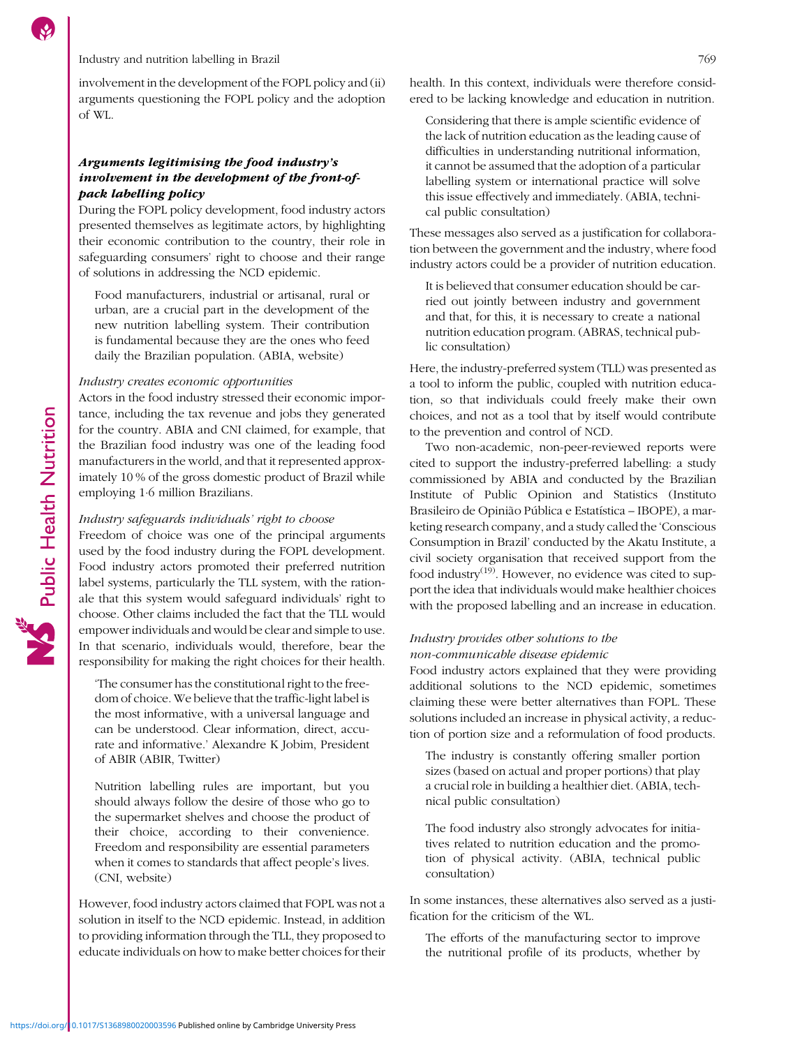involvement in the development of the FOPL policy and (ii) arguments questioning the FOPL policy and the adoption of WL.

### *Arguments legitimising the food industry's involvement in the development of the front-of-pack labelling policy*

During the FOPL policy development, food industry actors presented themselves as legitimate actors, by highlighting their economic contribution to the country, their role in safeguarding consumers' right to choose and their range of solutions in addressing the NCD epidemic.

> Food manufacturers, industrial or artisanal, rural or urban, are a crucial part in the development of the new nutrition labelling system. Their contribution is fundamental because they are the ones who feed daily the Brazilian population. (ABIA, website)

#### *Industry creates economic opportunities*

Actors in the food industry stressed their economic importance, including the tax revenue and jobs they generated for the country. ABIA and CNI claimed, for example, that the Brazilian food industry was one of the leading food manufacturers in the world, and that it represented approximately 10 % of the gross domestic product of Brazil while employing 1·6 million Brazilians.

#### *Industry safeguards individuals' right to choose*

Freedom of choice was one of the principal arguments used by the food industry during the FOPL development. Food industry actors promoted their preferred nutrition label systems, particularly the TLL system, with the rationale that this system would safeguard individuals' right to choose. Other claims included the fact that the TLL would empower individuals and would be clear and simple to use. In that scenario, individuals would, therefore, bear the responsibility for making the right choices for their health.

> 'The consumer has the constitutional right to the freedom of choice. We believe that the traffic-light label is the most informative, with a universal language and can be understood. Clear information, direct, accurate and informative.' Alexandre K Jobim, President of ABIR (ABIR, Twitter)

> Nutrition labelling rules are important, but you should always follow the desire of those who go to the supermarket shelves and choose the product of their choice, according to their convenience. Freedom and responsibility are essential parameters when it comes to standards that affect people's lives. (CNI, website)

However, food industry actors claimed that FOPL was not a solution in itself to the NCD epidemic. Instead, in addition to providing information through the TLL, they proposed to educate individuals on how to make better choices for their health. In this context, individuals were therefore considered to be lacking knowledge and education in nutrition.

> Considering that there is ample scientific evidence of the lack of nutrition education as the leading cause of difficulties in understanding nutritional information, it cannot be assumed that the adoption of a particular labelling system or international practice will solve this issue effectively and immediately. (ABIA, technical public consultation)

These messages also served as a justification for collaboration between the government and the industry, where food industry actors could be a provider of nutrition education.

> It is believed that consumer education should be carried out jointly between industry and government and that, for this, it is necessary to create a national nutrition education program. (ABRAS, technical public consultation)

Here, the industry-preferred system (TLL) was presented as a tool to inform the public, coupled with nutrition education, so that individuals could freely make their own choices, and not as a tool that by itself would contribute to the prevention and control of NCD.

Two non-academic, non-peer-reviewed reports were cited to support the industry-preferred labelling: a study commissioned by ABIA and conducted by the Brazilian Institute of Public Opinion and Statistics (Instituto Brasileiro de Opinião Pública e Estatística – IBOPE), a marketing research company, and a study called the 'Conscious Consumption in Brazil' conducted by the Akatu Institute, a civil society organisation that received support from the food industry[19]. However, no evidence was cited to support the idea that individuals would make healthier choices with the proposed labelling and an increase in education.

#### *Industry provides other solutions to the non-communicable disease epidemic*

Food industry actors explained that they were providing additional solutions to the NCD epidemic, sometimes claiming these were better alternatives than FOPL. These solutions included an increase in physical activity, a reduction of portion size and a reformulation of food products.

> The industry is constantly offering smaller portion sizes (based on actual and proper portions) that play a crucial role in building a healthier diet. (ABIA, technical public consultation)

> The food industry also strongly advocates for initiatives related to nutrition education and the promotion of physical activity. (ABIA, technical public consultation)

In some instances, these alternatives also served as a justification for the criticism of the WL.

> The efforts of the manufacturing sector to improve the nutritional profile of its products, whether by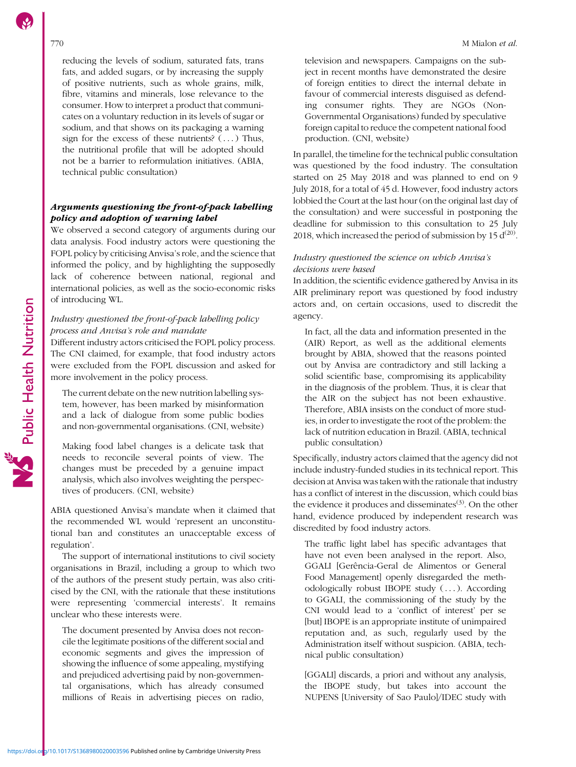reducing the levels of sodium, saturated fats, trans fats, and added sugars, or by increasing the supply of positive nutrients, such as whole grains, milk, fibre, vitamins and minerals, lose relevance to the consumer. How to interpret a product that communicates on a voluntary reduction in its levels of sugar or sodium, and that shows on its packaging a warning sign for the excess of these nutrients? (...) Thus, the nutritional profile that will be adopted should not be a barrier to reformulation initiatives. (ABIA, technical public consultation)

### *Arguments questioning the front-of-pack labelling policy and adoption of warning label*

We observed a second category of arguments during our data analysis. Food industry actors were questioning the FOPL policy by criticising Anvisa's role, and the science that informed the policy, and by highlighting the supposedly lack of coherence between national, regional and international policies, as well as the socio-economic risks of introducing WL.

#### *Industry questioned the front-of-pack labelling policy process and Anvisa's role and mandate*

Different industry actors criticised the FOPL policy process. The CNI claimed, for example, that food industry actors were excluded from the FOPL discussion and asked for more involvement in the policy process.

> The current debate on the new nutrition labelling system, however, has been marked by misinformation and a lack of dialogue from some public bodies and non-governmental organisations. (CNI, website)

> Making food label changes is a delicate task that needs to reconcile several points of view. The changes must be preceded by a genuine impact analysis, which also involves weighting the perspectives of producers. (CNI, website)

ABIA questioned Anvisa's mandate when it claimed that the recommended WL would 'represent an unconstitutional ban and constitutes an unacceptable excess of regulation'.

The support of international institutions to civil society organisations in Brazil, including a group to which two of the authors of the present study pertain, was also criticised by the CNI, with the rationale that these institutions were representing 'commercial interests'. It remains unclear who these interests were.

> The document presented by Anvisa does not reconcile the legitimate positions of the different social and economic segments and gives the impression of showing the influence of some appealing, mystifying and prejudiced advertising paid by non-governmental organisations, which has already consumed millions of Reais in advertising pieces on radio, television and newspapers. Campaigns on the subject in recent months have demonstrated the desire of foreign entities to direct the internal debate in favour of commercial interests disguised as defending consumer rights. They are NGOs (Non-Governmental Organisations) funded by speculative foreign capital to reduce the competent national food production. (CNI, website)

In parallel, the timeline for the technical public consultation was questioned by the food industry. The consultation started on 25 May 2018 and was planned to end on 9 July 2018, for a total of 45 d. However, food industry actors lobbied the Court at the last hour (on the original last day of the consultation) and were successful in postponing the deadline for submission to this consultation to 25 July 2018, which increased the period of submission by 15 d[20].

#### *Industry questioned the science on which Anvisa's decisions were based*

In addition, the scientific evidence gathered by Anvisa in its AIR preliminary report was questioned by food industry actors and, on certain occasions, used to discredit the agency.

> In fact, all the data and information presented in the (AIR) Report, as well as the additional elements brought by ABIA, showed that the reasons pointed out by Anvisa are contradictory and still lacking a solid scientific base, compromising its applicability in the diagnosis of the problem. Thus, it is clear that the AIR on the subject has not been exhaustive. Therefore, ABIA insists on the conduct of more studies, in order to investigate the root of the problem: the lack of nutrition education in Brazil. (ABIA, technical public consultation)

Specifically, industry actors claimed that the agency did not include industry-funded studies in its technical report. This decision at Anvisa was taken with the rationale that industry has a conflict of interest in the discussion, which could bias the evidence it produces and disseminates[3]. On the other hand, evidence produced by independent research was discredited by food industry actors.

> The traffic light label has specific advantages that have not even been analysed in the report. Also, GGALI [Gerência-Geral de Alimentos or General Food Management] openly disregarded the methodologically robust IBOPE study (...). According to GGALI, the commissioning of the study by the CNI would lead to a 'conflict of interest' per se [but] IBOPE is an appropriate institute of unimpaired reputation and, as such, regularly used by the Administration itself without suspicion. (ABIA, technical public consultation)

> [GGALI] discards, a priori and without any analysis, the IBOPE study, but takes into account the NUPENS [University of Sao Paulo]/IDEC study with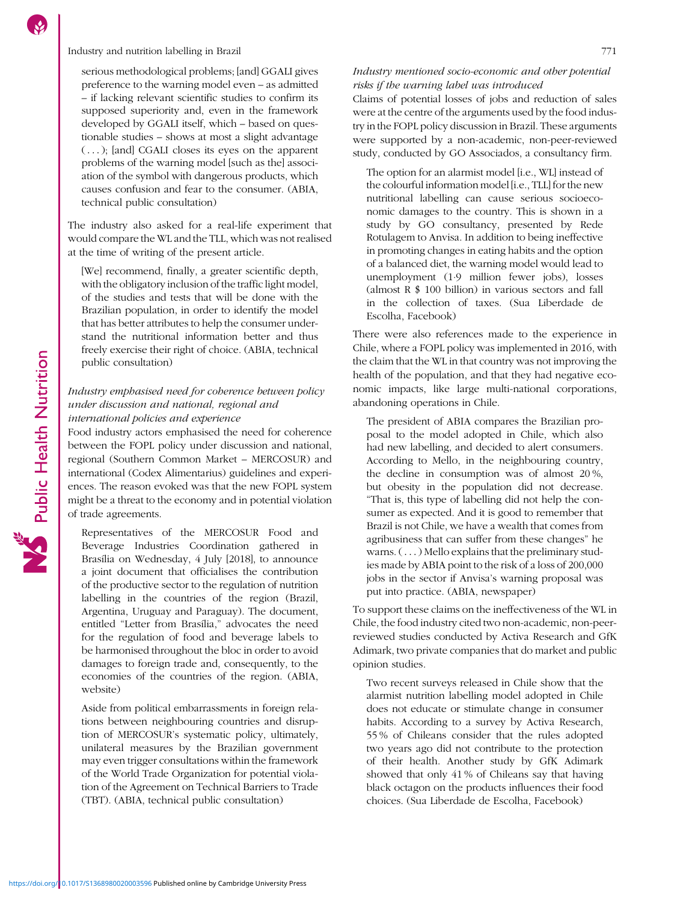serious methodological problems; [and] GGALI gives preference to the warning model even – as admitted – if lacking relevant scientific studies to confirm its supposed superiority and, even in the framework developed by GGALI itself, which – based on questionable studies – shows at most a slight advantage (...); [and] CGALI closes its eyes on the apparent problems of the warning model [such as the] association of the symbol with dangerous products, which causes confusion and fear to the consumer. (ABIA, technical public consultation)

The industry also asked for a real-life experiment that would compare the WL and the TLL, which was not realised at the time of writing of the present article.

> [We] recommend, finally, a greater scientific depth, with the obligatory inclusion of the traffic light model, of the studies and tests that will be done with the Brazilian population, in order to identify the model that has better attributes to help the consumer understand the nutritional information better and thus freely exercise their right of choice. (ABIA, technical public consultation)

*Industry emphasised need for coherence between policy under discussion and national, regional and international policies and experience*

Food industry actors emphasised the need for coherence between the FOPL policy under discussion and national, regional (Southern Common Market – MERCOSUR) and international (Codex Alimentarius) guidelines and experiences. The reason evoked was that the new FOPL system might be a threat to the economy and in potential violation of trade agreements.

> Representatives of the MERCOSUR Food and Beverage Industries Coordination gathered in Brasília on Wednesday, 4 July [2018], to announce a joint document that officialises the contribution of the productive sector to the regulation of nutrition labelling in the countries of the region (Brazil, Argentina, Uruguay and Paraguay). The document, entitled "Letter from Brasília," advocates the need for the regulation of food and beverage labels to be harmonised throughout the bloc in order to avoid damages to foreign trade and, consequently, to the economies of the countries of the region. (ABIA, website)

> Aside from political embarrassments in foreign relations between neighbouring countries and disruption of MERCOSUR's systematic policy, ultimately, unilateral measures by the Brazilian government may even trigger consultations within the framework of the World Trade Organization for potential violation of the Agreement on Technical Barriers to Trade (TBT). (ABIA, technical public consultation)

*Industry mentioned socio-economic and other potential risks if the warning label was introduced*

Claims of potential losses of jobs and reduction of sales were at the centre of the arguments used by the food industry in the FOPL policy discussion in Brazil. These arguments were supported by a non-academic, non-peer-reviewed study, conducted by GO Associados, a consultancy firm.

> The option for an alarmist model [i.e., WL] instead of the colourful information model [i.e., TLL] for the new nutritional labelling can cause serious socioeconomic damages to the country. This is shown in a study by GO consultancy, presented by Rede Rotulagem to Anvisa. In addition to being ineffective in promoting changes in eating habits and the option of a balanced diet, the warning model would lead to unemployment (1·9 million fewer jobs), losses (almost R $ 100 billion) in various sectors and fall in the collection of taxes. (Sua Liberdade de Escolha, Facebook)

There were also references made to the experience in Chile, where a FOPL policy was implemented in 2016, with the claim that the WL in that country was not improving the health of the population, and that they had negative economic impacts, like large multi-national corporations, abandoning operations in Chile.

> The president of ABIA compares the Brazilian proposal to the model adopted in Chile, which also had new labelling, and decided to alert consumers. According to Mello, in the neighbouring country, the decline in consumption was of almost 20 %, but obesity in the population did not decrease. "That is, this type of labelling did not help the consumer as expected. And it is good to remember that Brazil is not Chile, we have a wealth that comes from agribusiness that can suffer from these changes" he warns. (...) Mello explains that the preliminary studies made by ABIA point to the risk of a loss of 200,000 jobs in the sector if Anvisa's warning proposal was put into practice. (ABIA, newspaper)

To support these claims on the ineffectiveness of the WL in Chile, the food industry cited two non-academic, non-peer-reviewed studies conducted by Activa Research and GfK Adimark, two private companies that do market and public opinion studies.

> Two recent surveys released in Chile show that the alarmist nutrition labelling model adopted in Chile does not educate or stimulate change in consumer habits. According to a survey by Activa Research, 55 % of Chileans consider that the rules adopted two years ago did not contribute to the protection of their health. Another study by GfK Adimark showed that only 41 % of Chileans say that having black octagon on the products influences their food choices. (Sua Liberdade de Escolha, Facebook)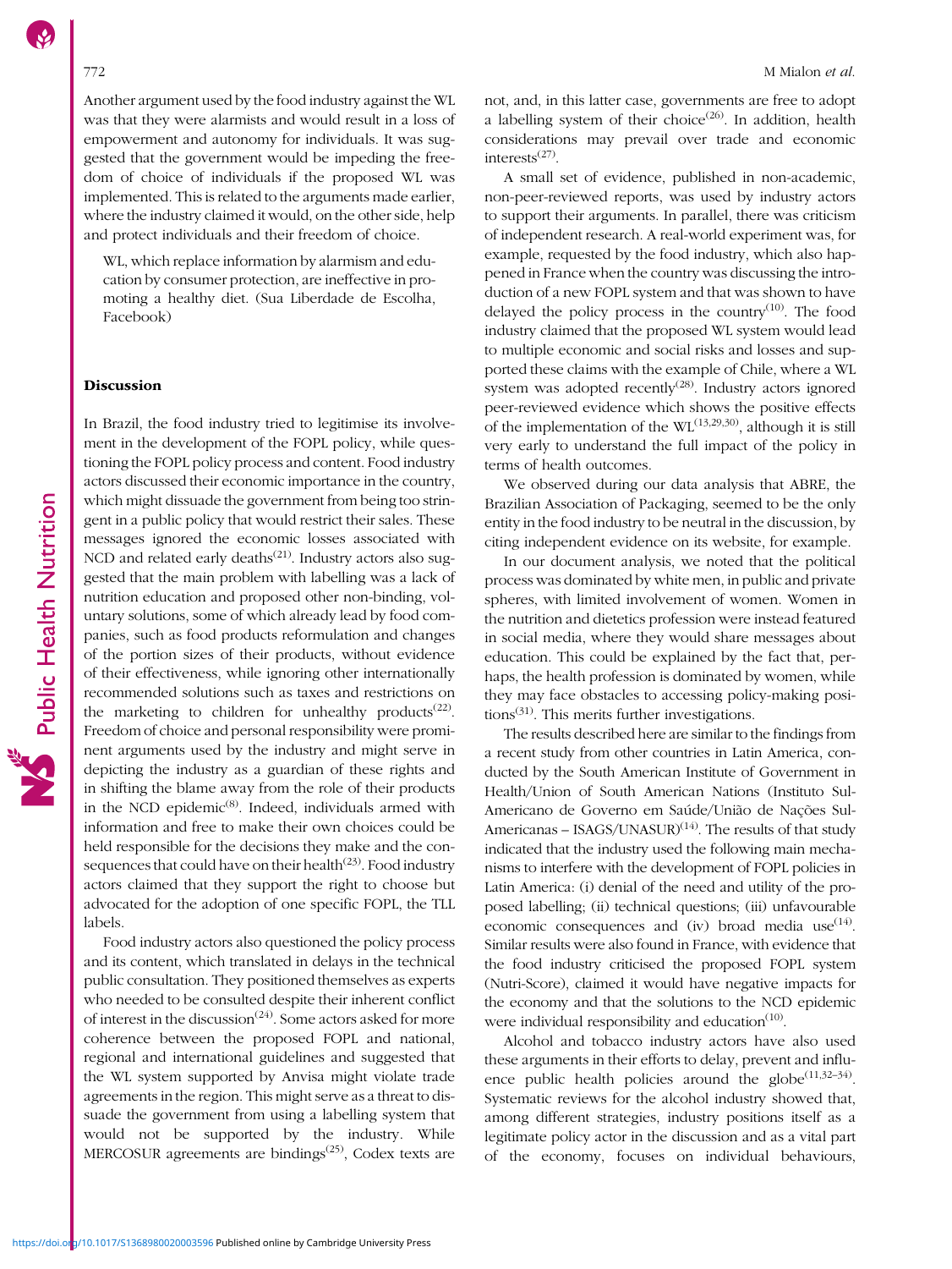Another argument used by the food industry against the WL was that they were alarmists and would result in a loss of empowerment and autonomy for individuals. It was suggested that the government would be impeding the freedom of choice of individuals if the proposed WL was implemented. This is related to the arguments made earlier, where the industry claimed it would, on the other side, help and protect individuals and their freedom of choice.

> WL, which replace information by alarmism and education by consumer protection, are ineffective in promoting a healthy diet. (Sua Liberdade de Escolha, Facebook)

## Discussion

In Brazil, the food industry tried to legitimise its involvement in the development of the FOPL policy, while questioning the FOPL policy process and content. Food industry actors discussed their economic importance in the country, which might dissuade the government from being too stringent in a public policy that would restrict their sales. These messages ignored the economic losses associated with NCD and related early deaths[21]. Industry actors also suggested that the main problem with labelling was a lack of nutrition education and proposed other non-binding, voluntary solutions, some of which already lead by food companies, such as food products reformulation and changes of the portion sizes of their products, without evidence of their effectiveness, while ignoring other internationally recommended solutions such as taxes and restrictions on the marketing to children for unhealthy products[22]. Freedom of choice and personal responsibility were prominent arguments used by the industry and might serve in depicting the industry as a guardian of these rights and in shifting the blame away from the role of their products in the NCD epidemic[8]. Indeed, individuals armed with information and free to make their own choices could be held responsible for the decisions they make and the consequences that could have on their health[23]. Food industry actors claimed that they support the right to choose but advocated for the adoption of one specific FOPL, the TLL labels.

Food industry actors also questioned the policy process and its content, which translated in delays in the technical public consultation. They positioned themselves as experts who needed to be consulted despite their inherent conflict of interest in the discussion[24]. Some actors asked for more coherence between the proposed FOPL and national, regional and international guidelines and suggested that the WL system supported by Anvisa might violate trade agreements in the region. This might serve as a threat to dissuade the government from using a labelling system that would not be supported by the industry. While MERCOSUR agreements are bindings[25], Codex texts are not, and, in this latter case, governments are free to adopt a labelling system of their choice[26]. In addition, health considerations may prevail over trade and economic interests[27].

A small set of evidence, published in non-academic, non-peer-reviewed reports, was used by industry actors to support their arguments. In parallel, there was criticism of independent research. A real-world experiment was, for example, requested by the food industry, which also happened in France when the country was discussing the introduction of a new FOPL system and that was shown to have delayed the policy process in the country[10]. The food industry claimed that the proposed WL system would lead to multiple economic and social risks and losses and supported these claims with the example of Chile, where a WL system was adopted recently[28]. Industry actors ignored peer-reviewed evidence which shows the positive effects of the implementation of the WL[13,29,30], although it is still very early to understand the full impact of the policy in terms of health outcomes.

We observed during our data analysis that ABRE, the Brazilian Association of Packaging, seemed to be the only entity in the food industry to be neutral in the discussion, by citing independent evidence on its website, for example.

In our document analysis, we noted that the political process was dominated by white men, in public and private spheres, with limited involvement of women. Women in the nutrition and dietetics profession were instead featured in social media, where they would share messages about education. This could be explained by the fact that, perhaps, the health profession is dominated by women, while they may face obstacles to accessing policy-making positions[31]. This merits further investigations.

The results described here are similar to the findings from a recent study from other countries in Latin America, conducted by the South American Institute of Government in Health/Union of South American Nations (Instituto Sul-Americano de Governo em Saúde/União de Nações Sul-Americanas – ISAGS/UNASUR)[14]. The results of that study indicated that the industry used the following main mechanisms to interfere with the development of FOPL policies in Latin America: (i) denial of the need and utility of the proposed labelling; (ii) technical questions; (iii) unfavourable economic consequences and (iv) broad media use[14]. Similar results were also found in France, with evidence that the food industry criticised the proposed FOPL system (Nutri-Score), claimed it would have negative impacts for the economy and that the solutions to the NCD epidemic were individual responsibility and education[10].

Alcohol and tobacco industry actors have also used these arguments in their efforts to delay, prevent and influence public health policies around the globe[11,32–34]. Systematic reviews for the alcohol industry showed that, among different strategies, industry positions itself as a legitimate policy actor in the discussion and as a vital part of the economy, focuses on individual behaviours,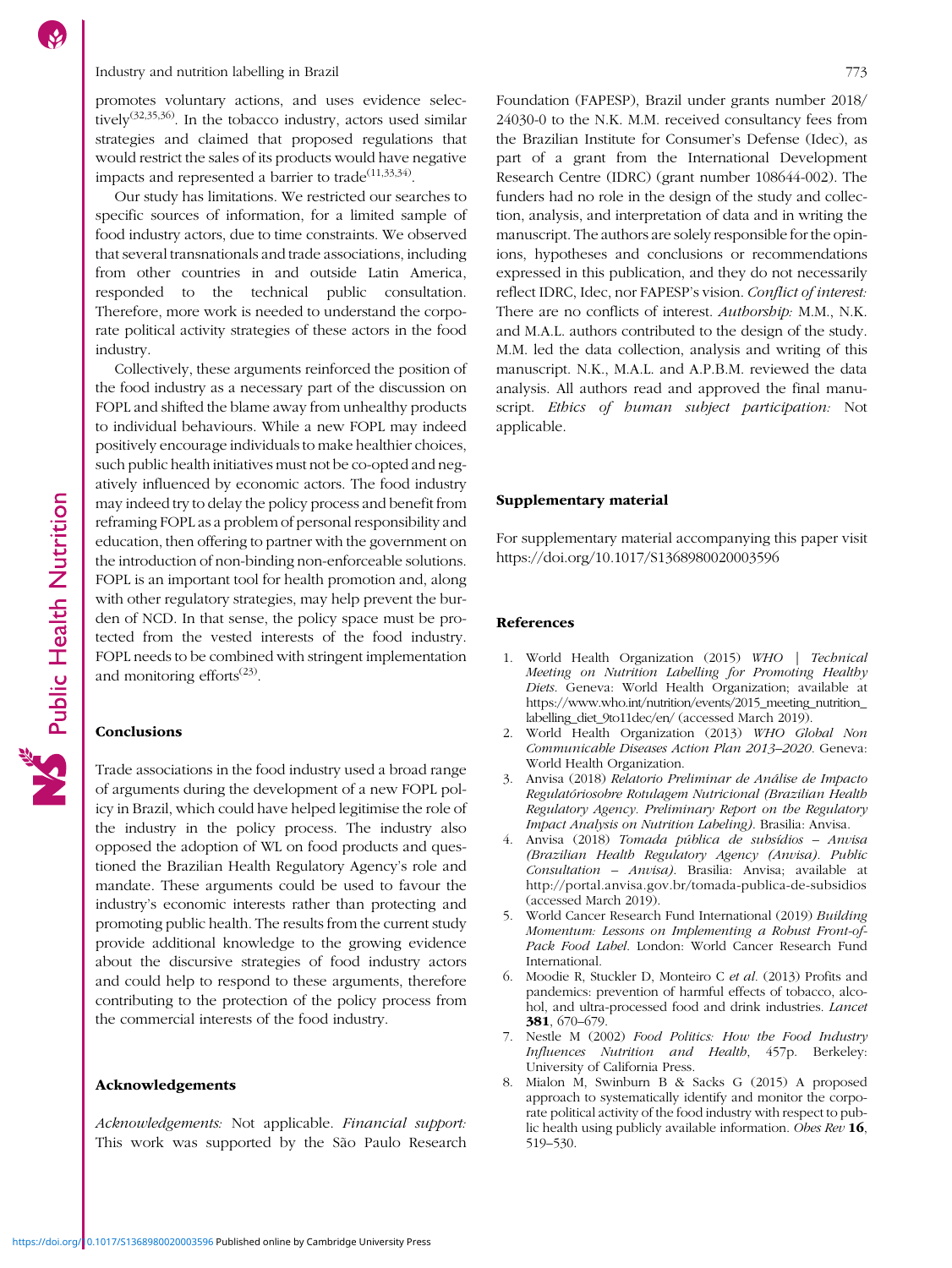promotes voluntary actions, and uses evidence selectively[32,35,36]. In the tobacco industry, actors used similar strategies and claimed that proposed regulations that would restrict the sales of its products would have negative impacts and represented a barrier to trade[11,33,34].

Our study has limitations. We restricted our searches to specific sources of information, for a limited sample of food industry actors, due to time constraints. We observed that several transnationals and trade associations, including from other countries in and outside Latin America, responded to the technical public consultation. Therefore, more work is needed to understand the corporate political activity strategies of these actors in the food industry.

Collectively, these arguments reinforced the position of the food industry as a necessary part of the discussion on FOPL and shifted the blame away from unhealthy products to individual behaviours. While a new FOPL may indeed positively encourage individuals to make healthier choices, such public health initiatives must not be co-opted and negatively influenced by economic actors. The food industry may indeed try to delay the policy process and benefit from reframing FOPL as a problem of personal responsibility and education, then offering to partner with the government on the introduction of non-binding non-enforceable solutions. FOPL is an important tool for health promotion and, along with other regulatory strategies, may help prevent the burden of NCD. In that sense, the policy space must be protected from the vested interests of the food industry. FOPL needs to be combined with stringent implementation and monitoring efforts[23].

## Conclusions

Trade associations in the food industry used a broad range of arguments during the development of a new FOPL policy in Brazil, which could have helped legitimise the role of the industry in the policy process. The industry also opposed the adoption of WL on food products and questioned the Brazilian Health Regulatory Agency's role and mandate. These arguments could be used to favour the industry's economic interests rather than protecting and promoting public health. The results from the current study provide additional knowledge to the growing evidence about the discursive strategies of food industry actors and could help to respond to these arguments, therefore contributing to the protection of the policy process from the commercial interests of the food industry.

## Acknowledgements

*Acknowledgements:* Not applicable. *Financial support:* This work was supported by the São Paulo Research Foundation (FAPESP), Brazil under grants number 2018/24030-0 to the N.K. M.M. received consultancy fees from the Brazilian Institute for Consumer's Defense (Idec), as part of a grant from the International Development Research Centre (IDRC) (grant number 108644-002). The funders had no role in the design of the study and collection, analysis, and interpretation of data and in writing the manuscript. The authors are solely responsible for the opinions, hypotheses and conclusions or recommendations expressed in this publication, and they do not necessarily reflect IDRC, Idec, nor FAPESP's vision. *Conflict of interest:* There are no conflicts of interest. *Authorship:* M.M., N.K. and M.A.L. authors contributed to the design of the study. M.M. led the data collection, analysis and writing of this manuscript. N.K., M.A.L. and A.P.B.M. reviewed the data analysis. All authors read and approved the final manuscript. *Ethics of human subject participation:* Not applicable.

## Supplementary material

For supplementary material accompanying this paper visit https://doi.org/10.1017/S1368980020003596

## References

1. World Health Organization (2015) *WHO | Technical Meeting on Nutrition Labelling for Promoting Healthy Diets*. Geneva: World Health Organization; available at https://www.who.int/nutrition/events/2015_meeting_nutrition_labelling_diet_9to11dec/en/ (accessed March 2019).
2. World Health Organization (2013) *WHO Global Non Communicable Diseases Action Plan 2013–2020*. Geneva: World Health Organization.
3. Anvisa (2018) *Relatorio Preliminar de Análise de Impacto Regulatóriosobre Rotulagem Nutricional (Brazilian Health Regulatory Agency. Preliminary Report on the Regulatory Impact Analysis on Nutrition Labeling)*. Brasilia: Anvisa.
4. Anvisa (2018) *Tomada pública de subsídios – Anvisa (Brazilian Health Regulatory Agency (Anvisa). Public Consultation – Anvisa)*. Brasilia: Anvisa; available at http://portal.anvisa.gov.br/tomada-publica-de-subsidios (accessed March 2019).
5. World Cancer Research Fund International (2019) *Building Momentum: Lessons on Implementing a Robust Front-of-Pack Food Label*. London: World Cancer Research Fund International.
6. Moodie R, Stuckler D, Monteiro C *et al.* (2013) Profits and pandemics: prevention of harmful effects of tobacco, alcohol, and ultra-processed food and drink industries. *Lancet* **381**, 670–679.
7. Nestle M (2002) *Food Politics: How the Food Industry Influences Nutrition and Health*, 457p. Berkeley: University of California Press.
8. Mialon M, Swinburn B & Sacks G (2015) A proposed approach to systematically identify and monitor the corporate political activity of the food industry with respect to public health using publicly available information. *Obes Rev* **16**, 519–530.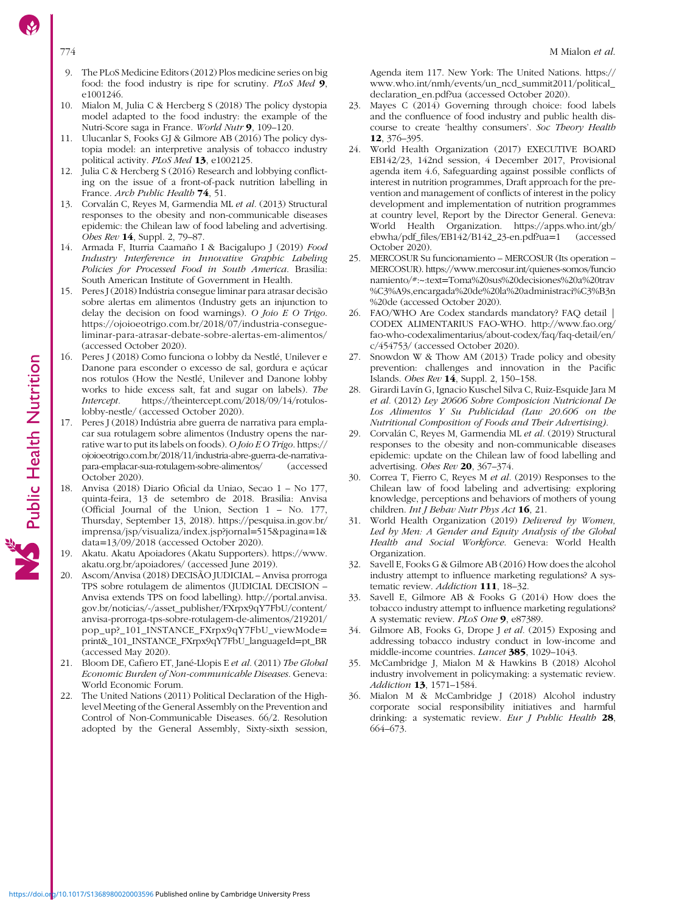9. The PLoS Medicine Editors (2012) Plos medicine series on big food: the food industry is ripe for scrutiny. *PLoS Med* **9**, e1001246.
10. Mialon M, Julia C & Hercberg S (2018) The policy dystopia model adapted to the food industry: the example of the Nutri-Score saga in France. *World Nutr* **9**, 109–120.
11. Ulucanlar S, Fooks GJ & Gilmore AB (2016) The policy dystopia model: an interpretive analysis of tobacco industry political activity. *PLoS Med* **13**, e1002125.
12. Julia C & Hercberg S (2016) Research and lobbying conflicting on the issue of a front-of-pack nutrition labelling in France. *Arch Public Health* **74**, 51.
13. Corvalán C, Reyes M, Garmendia ML *et al.* (2013) Structural responses to the obesity and non-communicable diseases epidemic: the Chilean law of food labeling and advertising. *Obes Rev* **14**, Suppl. 2, 79–87.
14. Armada F, Iturria Caamaño I & Bacigalupo J (2019) *Food Industry Interference in Innovative Graphic Labeling Policies for Processed Food in South America*. Brasilia: South American Institute of Government in Health.
15. Peres J (2018) Indústria consegue liminar para atrasar decisão sobre alertas em alimentos (Industry gets an injunction to delay the decision on food warnings). *O Joio E O Trigo*. https://ojoioeotrigo.com.br/2018/07/industria-consegue-liminar-para-atrasar-debate-sobre-alertas-em-alimentos/ (accessed October 2020).
16. Peres J (2018) Como funciona o lobby da Nestlé, Unilever e Danone para esconder o excesso de sal, gordura e açúcar nos rotulos (How the Nestlé, Unilever and Danone lobby works to hide excess salt, fat and sugar on labels). *The Intercept*. https://theintercept.com/2018/09/14/rotulos-lobby-nestle/ (accessed October 2020).
17. Peres J (2018) Indústria abre guerra de narrativa para emplacar sua rotulagem sobre alimentos (Industry opens the narrative war to put its labels on foods). *O Joio E O Trigo*. https://ojoioeotrigo.com.br/2018/11/industria-abre-guerra-de-narrativa-para-emplacar-sua-rotulagem-sobre-alimentos/ (accessed October 2020).
18. Anvisa (2018) Diario Oficial da Uniao, Secao 1 – No 177, quinta-feira, 13 de setembro de 2018. Brasilia: Anvisa (Official Journal of the Union, Section 1 – No. 177, Thursday, September 13, 2018). https://pesquisa.in.gov.br/imprensa/jsp/visualiza/index.jsp?jornal=515&pagina=1&data=13/09/2018 (accessed October 2020).
19. Akatu. Akatu Apoiadores (Akatu Supporters). https://www.akatu.org.br/apoiadores/ (accessed June 2019).
20. Ascom/Anvisa (2018) DECISÃO JUDICIAL – Anvisa prorroga TPS sobre rotulagem de alimentos (JUDICIAL DECISION – Anvisa extends TPS on food labelling). http://portal.anvisa.gov.br/noticias/-/asset_publisher/FXrpx9qY7FbU/content/anvisa-prorroga-tps-sobre-rotulagem-de-alimentos/219201/pop_up?_101_INSTANCE_FXrpx9qY7FbU_viewMode=print&_101_INSTANCE_FXrpx9qY7FbU_languageId=pt_BR (accessed May 2020).
21. Bloom DE, Cafiero ET, Jané-Llopis E *et al.* (2011) *The Global Economic Burden of Non-communicable Diseases*. Geneva: World Economic Forum.
22. The United Nations (2011) Political Declaration of the High-level Meeting of the General Assembly on the Prevention and Control of Non-Communicable Diseases. 66/2. Resolution adopted by the General Assembly, Sixty-sixth session, Agenda item 117. New York: The United Nations. https://www.who.int/nmh/events/un_ncd_summit2011/political_declaration_en.pdf?ua (accessed October 2020).
23. Mayes C (2014) Governing through choice: food labels and the confluence of food industry and public health discourse to create 'healthy consumers'. *Soc Theory Health* **12**, 376–395.
24. World Health Organization (2017) EXECUTIVE BOARD EB142/23, 142nd session, 4 December 2017, Provisional agenda item 4.6, Safeguarding against possible conflicts of interest in nutrition programmes, Draft approach for the prevention and management of conflicts of interest in the policy development and implementation of nutrition programmes at country level, Report by the Director General. Geneva: World Health Organization. https://apps.who.int/gb/ebwha/pdf_files/EB142/B142_23-en.pdf?ua=1 (accessed October 2020).
25. MERCOSUR Su funcionamiento – MERCOSUR (Its operation – MERCOSUR). https://www.mercosur.int/quienes-somos/funcionamiento/#:~:text=Toma%20sus%20decisiones%20a%20trav%C3%A9s,encargada%20de%20la%20administraci%C3%B3n%20de (accessed October 2020).
26. FAO/WHO Are Codex standards mandatory? FAQ detail | CODEX ALIMENTARIUS FAO-WHO. http://www.fao.org/fao-who-codexalimentarius/about-codex/faq/faq-detail/en/c/454753/ (accessed October 2020).
27. Snowdon W & Thow AM (2013) Trade policy and obesity prevention: challenges and innovation in the Pacific Islands. *Obes Rev* **14**, Suppl. 2, 150–158.
28. Girardi Lavín G, Ignacio Kuschel Silva C, Ruiz-Esquide Jara M *et al.* (2012) *Ley 20606 Sobre Composicion Nutricional De Los Alimentos Y Su Publicidad (Law 20.606 on the Nutritional Composition of Foods and Their Advertising)*.
29. Corvalán C, Reyes M, Garmendia ML *et al.* (2019) Structural responses to the obesity and non-communicable diseases epidemic: update on the Chilean law of food labelling and advertising. *Obes Rev* **20**, 367–374.
30. Correa T, Fierro C, Reyes M *et al.* (2019) Responses to the Chilean law of food labeling and advertising: exploring knowledge, perceptions and behaviors of mothers of young children. *Int J Behav Nutr Phys Act* **16**, 21.
31. World Health Organization (2019) *Delivered by Women, Led by Men: A Gender and Equity Analysis of the Global Health and Social Workforce*. Geneva: World Health Organization.
32. Savell E, Fooks G & Gilmore AB (2016) How does the alcohol industry attempt to influence marketing regulations? A systematic review. *Addiction* **111**, 18–32.
33. Savell E, Gilmore AB & Fooks G (2014) How does the tobacco industry attempt to influence marketing regulations? A systematic review. *PLoS One* **9**, e87389.
34. Gilmore AB, Fooks G, Drope J *et al.* (2015) Exposing and addressing tobacco industry conduct in low-income and middle-income countries. *Lancet* **385**, 1029–1043.
35. McCambridge J, Mialon M & Hawkins B (2018) Alcohol industry involvement in policymaking: a systematic review. *Addiction* **13**, 1571–1584.
36. Mialon M & McCambridge J (2018) Alcohol industry corporate social responsibility initiatives and harmful drinking: a systematic review. *Eur J Public Health* **28**, 664–673.